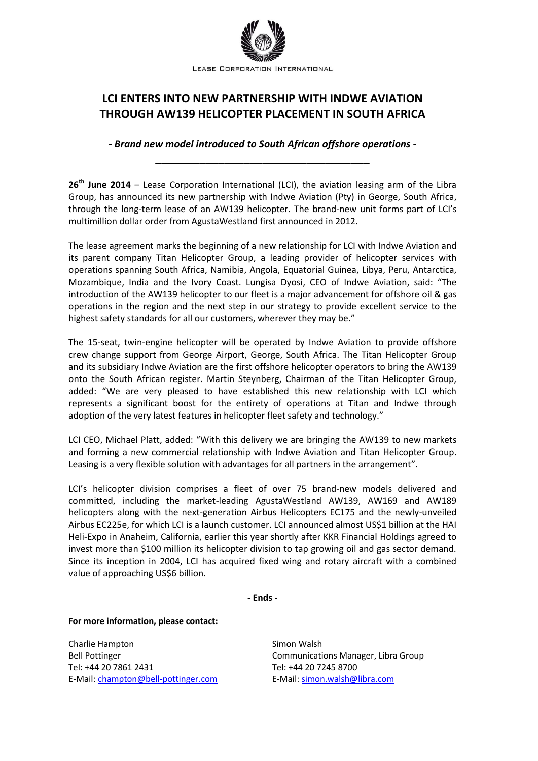LEASE CORPORATION INTERNATIONAL

# LCI ENTERS INTO NEW PARTNERSHIP WITH INDWE AVIATION THROUGH AW139 HELICOPTER PLACEMENT IN SOUTH AFRICA

***- Brand new model introduced to South African offshore operations -***

---

**26th June 2014** – Lease Corporation International (LCI), the aviation leasing arm of the Libra Group, has announced its new partnership with Indwe Aviation (Pty) in George, South Africa, through the long-term lease of an AW139 helicopter. The brand-new unit forms part of LCI's multimillion dollar order from AgustaWestland first announced in 2012.

The lease agreement marks the beginning of a new relationship for LCI with Indwe Aviation and its parent company Titan Helicopter Group, a leading provider of helicopter services with operations spanning South Africa, Namibia, Angola, Equatorial Guinea, Libya, Peru, Antarctica, Mozambique, India and the Ivory Coast. Lungisa Dyosi, CEO of Indwe Aviation, said: "The introduction of the AW139 helicopter to our fleet is a major advancement for offshore oil & gas operations in the region and the next step in our strategy to provide excellent service to the highest safety standards for all our customers, wherever they may be."

The 15-seat, twin-engine helicopter will be operated by Indwe Aviation to provide offshore crew change support from George Airport, George, South Africa. The Titan Helicopter Group and its subsidiary Indwe Aviation are the first offshore helicopter operators to bring the AW139 onto the South African register. Martin Steynberg, Chairman of the Titan Helicopter Group, added: "We are very pleased to have established this new relationship with LCI which represents a significant boost for the entirety of operations at Titan and Indwe through adoption of the very latest features in helicopter fleet safety and technology."

LCI CEO, Michael Platt, added: "With this delivery we are bringing the AW139 to new markets and forming a new commercial relationship with Indwe Aviation and Titan Helicopter Group. Leasing is a very flexible solution with advantages for all partners in the arrangement".

LCI's helicopter division comprises a fleet of over 75 brand-new models delivered and committed, including the market-leading AgustaWestland AW139, AW169 and AW189 helicopters along with the next-generation Airbus Helicopters EC175 and the newly-unveiled Airbus EC225e, for which LCI is a launch customer. LCI announced almost US$1 billion at the HAI Heli-Expo in Anaheim, California, earlier this year shortly after KKR Financial Holdings agreed to invest more than $100 million its helicopter division to tap growing oil and gas sector demand. Since its inception in 2004, LCI has acquired fixed wing and rotary aircraft with a combined value of approaching US$6 billion.

**- Ends -**

**For more information, please contact:**

Charlie Hampton
Bell Pottinger
Tel: +44 20 7861 2431
E-Mail: champton@bell-pottinger.com

Simon Walsh
Communications Manager, Libra Group
Tel: +44 20 7245 8700
E-Mail: simon.walsh@libra.com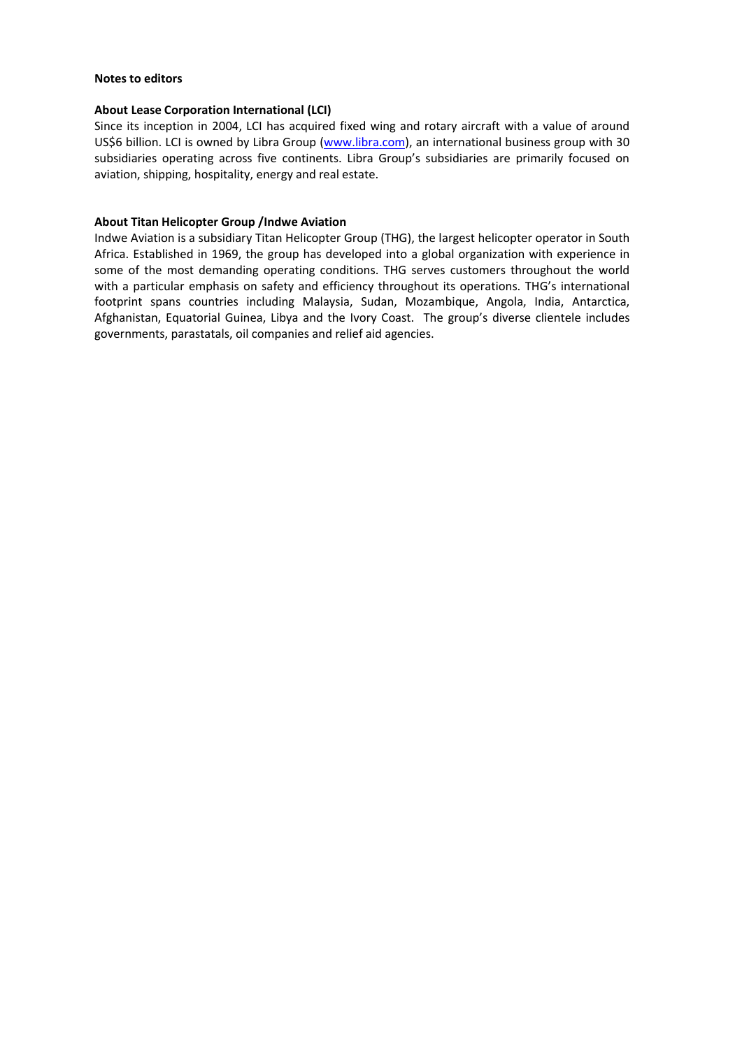**Notes to editors**

**About Lease Corporation International (LCI)**

Since its inception in 2004, LCI has acquired fixed wing and rotary aircraft with a value of around US$6 billion. LCI is owned by Libra Group (www.libra.com), an international business group with 30 subsidiaries operating across five continents. Libra Group's subsidiaries are primarily focused on aviation, shipping, hospitality, energy and real estate.

**About Titan Helicopter Group /Indwe Aviation**

Indwe Aviation is a subsidiary Titan Helicopter Group (THG), the largest helicopter operator in South Africa. Established in 1969, the group has developed into a global organization with experience in some of the most demanding operating conditions. THG serves customers throughout the world with a particular emphasis on safety and efficiency throughout its operations. THG's international footprint spans countries including Malaysia, Sudan, Mozambique, Angola, India, Antarctica, Afghanistan, Equatorial Guinea, Libya and the Ivory Coast. The group's diverse clientele includes governments, parastatals, oil companies and relief aid agencies.